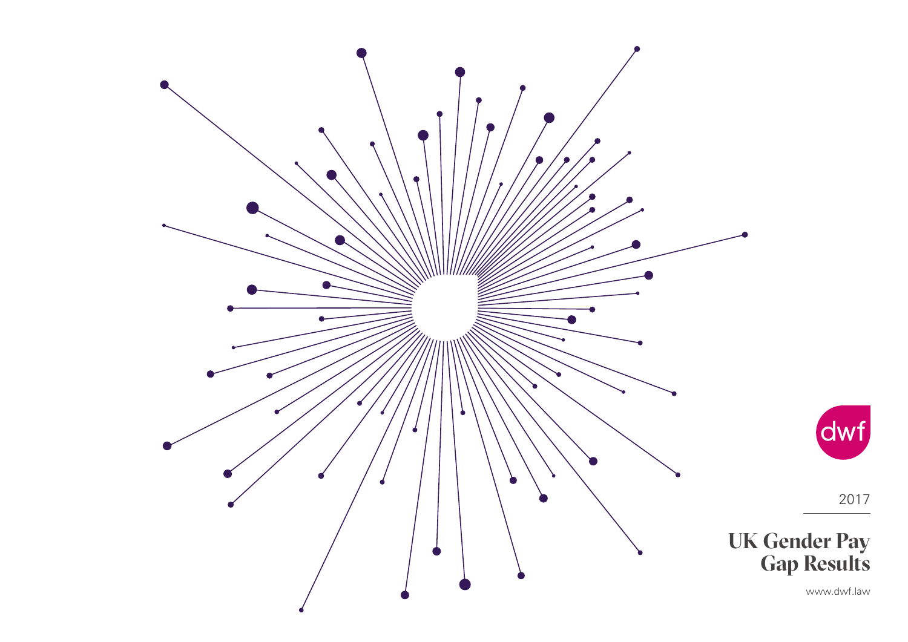dwf

2017

# UK Gender Pay Gap Results

www.dwf.law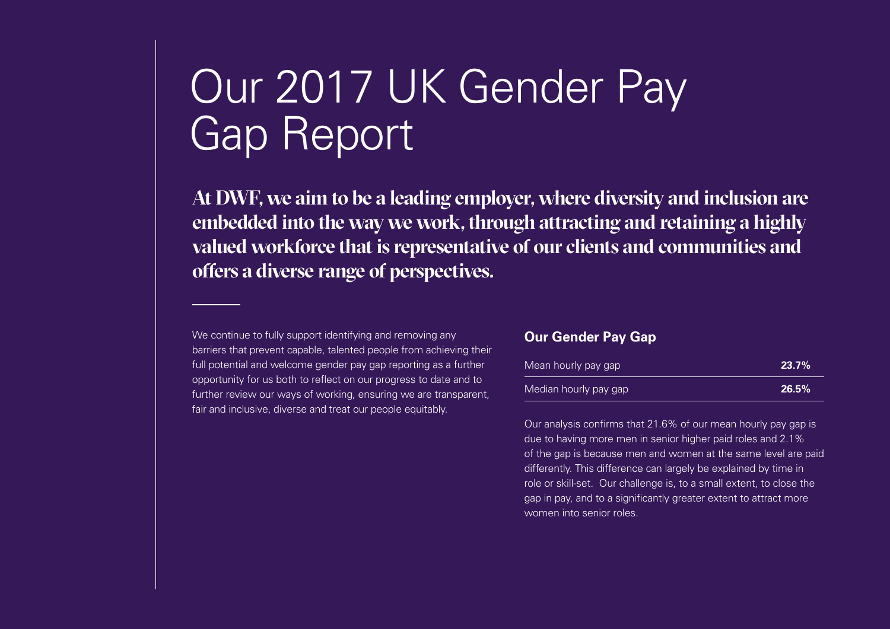# Our 2017 UK Gender Pay Gap Report

**At DWF, we aim to be a leading employer, where diversity and inclusion are embedded into the way we work, through attracting and retaining a highly valued workforce that is representative of our clients and communities and offers a diverse range of perspectives.**

We continue to fully support identifying and removing any barriers that prevent capable, talented people from achieving their full potential and welcome gender pay gap reporting as a further opportunity for us both to reflect on our progress to date and to further review our ways of working, ensuring we are transparent, fair and inclusive, diverse and treat our people equitably.

## Our Gender Pay Gap

| | |
|---|---|
| Mean hourly pay gap | **23.7%** |
| Median hourly pay gap | **26.5%** |

Our analysis confirms that 21.6% of our mean hourly pay gap is due to having more men in senior higher paid roles and 2.1% of the gap is because men and women at the same level are paid differently. This difference can largely be explained by time in role or skill-set. Our challenge is, to a small extent, to close the gap in pay, and to a significantly greater extent to attract more women into senior roles.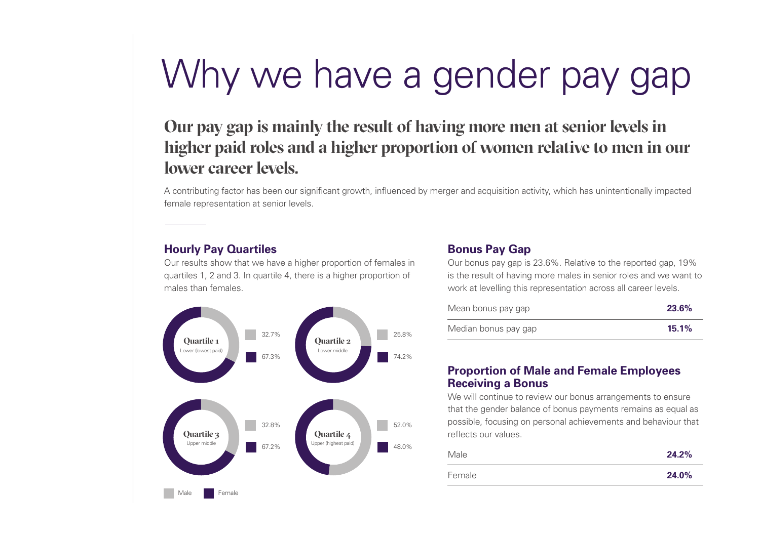# Why we have a gender pay gap

## Our pay gap is mainly the result of having more men at senior levels in higher paid roles and a higher proportion of women relative to men in our lower career levels.

A contributing factor has been our significant growth, influenced by merger and acquisition activity, which has unintentionally impacted female representation at senior levels.

### Hourly Pay Quartiles

Our results show that we have a higher proportion of females in quartiles 1, 2 and 3. In quartile 4, there is a higher proportion of males than females.

| Quartile | Male | Female |
|---|---|---|
| Quartile 1 – Lower (lowest paid) | 32.7% | 67.3% |
| Quartile 2 – Lower middle | 25.8% | 74.2% |
| Quartile 3 – Upper middle | 32.8% | 67.2% |
| Quartile 4 – Upper (highest paid) | 52.0% | 48.0% |

### Bonus Pay Gap

Our bonus pay gap is 23.6%. Relative to the reported gap, 19% is the result of having more males in senior roles and we want to work at levelling this representation across all career levels.

| | |
|---|---|
| Mean bonus pay gap | **23.6%** |
| Median bonus pay gap | **15.1%** |

### Proportion of Male and Female Employees Receiving a Bonus

We will continue to review our bonus arrangements to ensure that the gender balance of bonus payments remains as equal as possible, focusing on personal achievements and behaviour that reflects our values.

| | |
|---|---|
| Male | **24.2%** |
| Female | **24.0%** |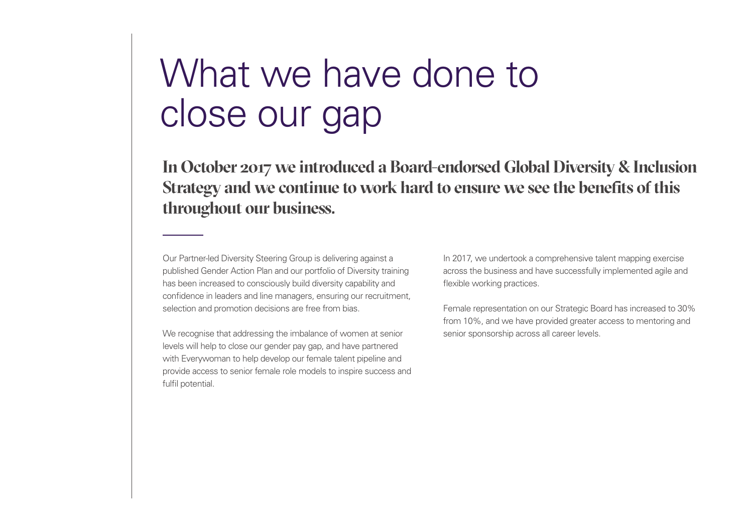# What we have done to close our gap

**In October 2017 we introduced a Board-endorsed Global Diversity & Inclusion Strategy and we continue to work hard to ensure we see the benefits of this throughout our business.**

Our Partner-led Diversity Steering Group is delivering against a published Gender Action Plan and our portfolio of Diversity training has been increased to consciously build diversity capability and confidence in leaders and line managers, ensuring our recruitment, selection and promotion decisions are free from bias.

We recognise that addressing the imbalance of women at senior levels will help to close our gender pay gap, and have partnered with Everywoman to help develop our female talent pipeline and provide access to senior female role models to inspire success and fulfil potential.

In 2017, we undertook a comprehensive talent mapping exercise across the business and have successfully implemented agile and flexible working practices.

Female representation on our Strategic Board has increased to 30% from 10%, and we have provided greater access to mentoring and senior sponsorship across all career levels.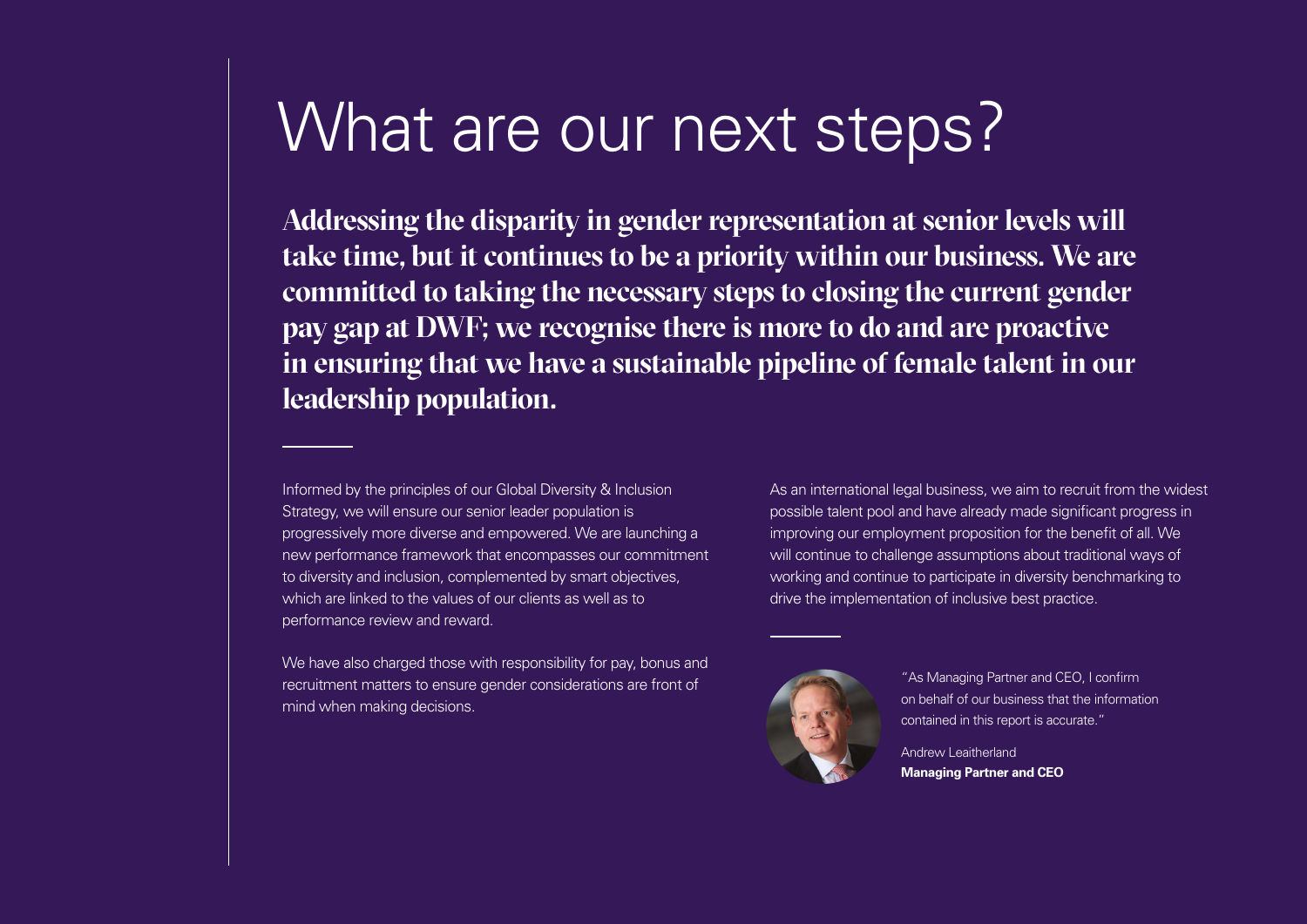# What are our next steps?

**Addressing the disparity in gender representation at senior levels will take time, but it continues to be a priority within our business. We are committed to taking the necessary steps to closing the current gender pay gap at DWF; we recognise there is more to do and are proactive in ensuring that we have a sustainable pipeline of female talent in our leadership population.**

Informed by the principles of our Global Diversity & Inclusion Strategy, we will ensure our senior leader population is progressively more diverse and empowered. We are launching a new performance framework that encompasses our commitment to diversity and inclusion, complemented by smart objectives, which are linked to the values of our clients as well as to performance review and reward.

We have also charged those with responsibility for pay, bonus and recruitment matters to ensure gender considerations are front of mind when making decisions.

As an international legal business, we aim to recruit from the widest possible talent pool and have already made significant progress in improving our employment proposition for the benefit of all. We will continue to challenge assumptions about traditional ways of working and continue to participate in diversity benchmarking to drive the implementation of inclusive best practice.

"As Managing Partner and CEO, I confirm on behalf of our business that the information contained in this report is accurate."

Andrew Leaitherland
**Managing Partner and CEO**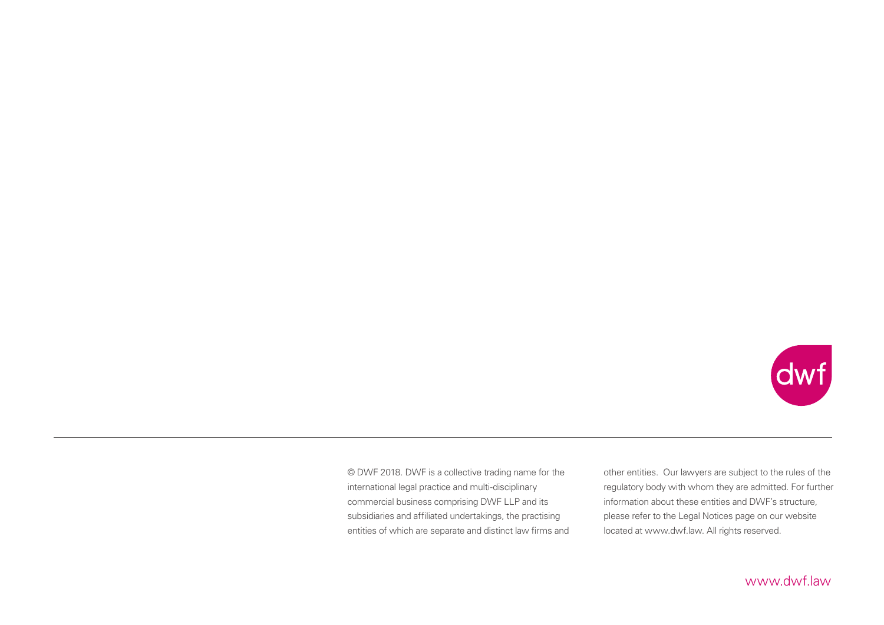dwf

© DWF 2018. DWF is a collective trading name for the international legal practice and multi-disciplinary commercial business comprising DWF LLP and its subsidiaries and affiliated undertakings, the practising entities of which are separate and distinct law firms and other entities. Our lawyers are subject to the rules of the regulatory body with whom they are admitted. For further information about these entities and DWF's structure, please refer to the Legal Notices page on our website located at www.dwf.law. All rights reserved.

www.dwf.law